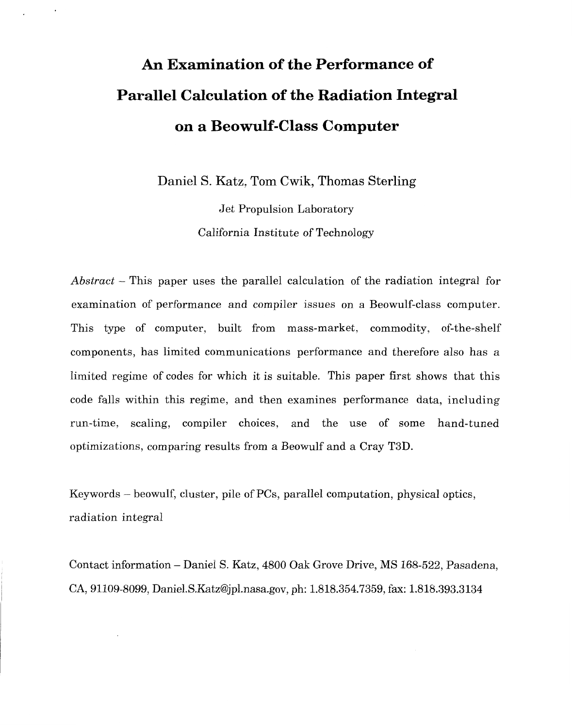# An Examination of the Performance of Parallel Calculation of the Radiation Integral on a Beowulf-Class Computer

Daniel S. Katz, Tom Cwik, Thomas Sterling

Jet Propulsion Laboratory

California Institute of Technology

*Abstract* – This paper uses the parallel calculation of the radiation integral for examination of performance and compiler issues on a Beowulf-class computer. This type of computer, built from mass-market, commodity, of-the-shelf components, has limited communications performance and therefore also has a limited regime of codes for which it is suitable. This paper first shows that this code falls within this regime, and then examines performance data, including run-time, scaling, compiler choices, and the use of some hand-tuned optimizations, comparing results from a Beowulf and a Cray T3D.

Keywords – beowulf, cluster, pile of PCs, parallel computation, physical optics, radiation integral

Contact information – Daniel S. Katz, 4800 Oak Grove Drive, MS 168-522, Pasadena, CA, 91109-8099, Daniel.S.Katz@jpl.nasa.gov, ph: 1.818.354.7359, fax: 1.818.393.3134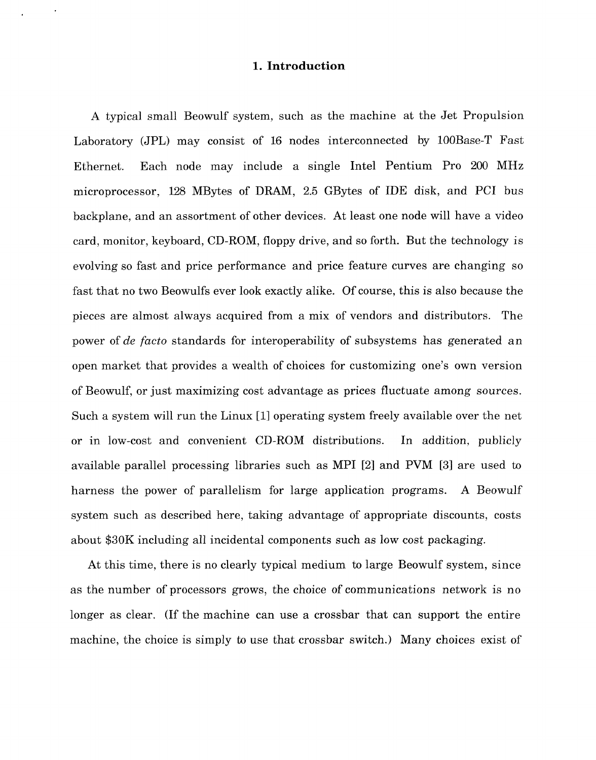# 1. Introduction

A typical small Beowulf system, such as the machine at the Jet Propulsion Laboratory (JPL) may consist of 16 nodes interconnected by 100Base-T Fast Ethernet. Each node may include a single Intel Pentium Pro 200 MHz microprocessor, 128 MBytes of DRAM, 2.5 GBytes of IDE disk, and PCI bus backplane, and an assortment of other devices. At least one node will have a video card, monitor, keyboard, CD-ROM, floppy drive, and so forth. But the technology is evolving so fast and price performance and price feature curves are changing so fast that no two Beowulfs ever look exactly alike. Of course, this is also because the pieces are almost always acquired from a mix of vendors and distributors. The power of *de facto* standards for interoperability of subsystems has generated an open market that provides a wealth of choices for customizing one's own version of Beowulf, or just maximizing cost advantage as prices fluctuate among sources. Such a system will run the Linux [1] operating system freely available over the net or in low-cost and convenient CD-ROM distributions. In addition, publicly available parallel processing libraries such as MPI [2] and PVM [3] are used to harness the power of parallelism for large application programs. A Beowulf system such as described here, taking advantage of appropriate discounts, costs about $30K including all incidental components such as low cost packaging.

At this time, there is no clearly typical medium to large Beowulf system, since as the number of processors grows, the choice of communications network is no longer as clear. (If the machine can use a crossbar that can support the entire machine, the choice is simply to use that crossbar switch.) Many choices exist of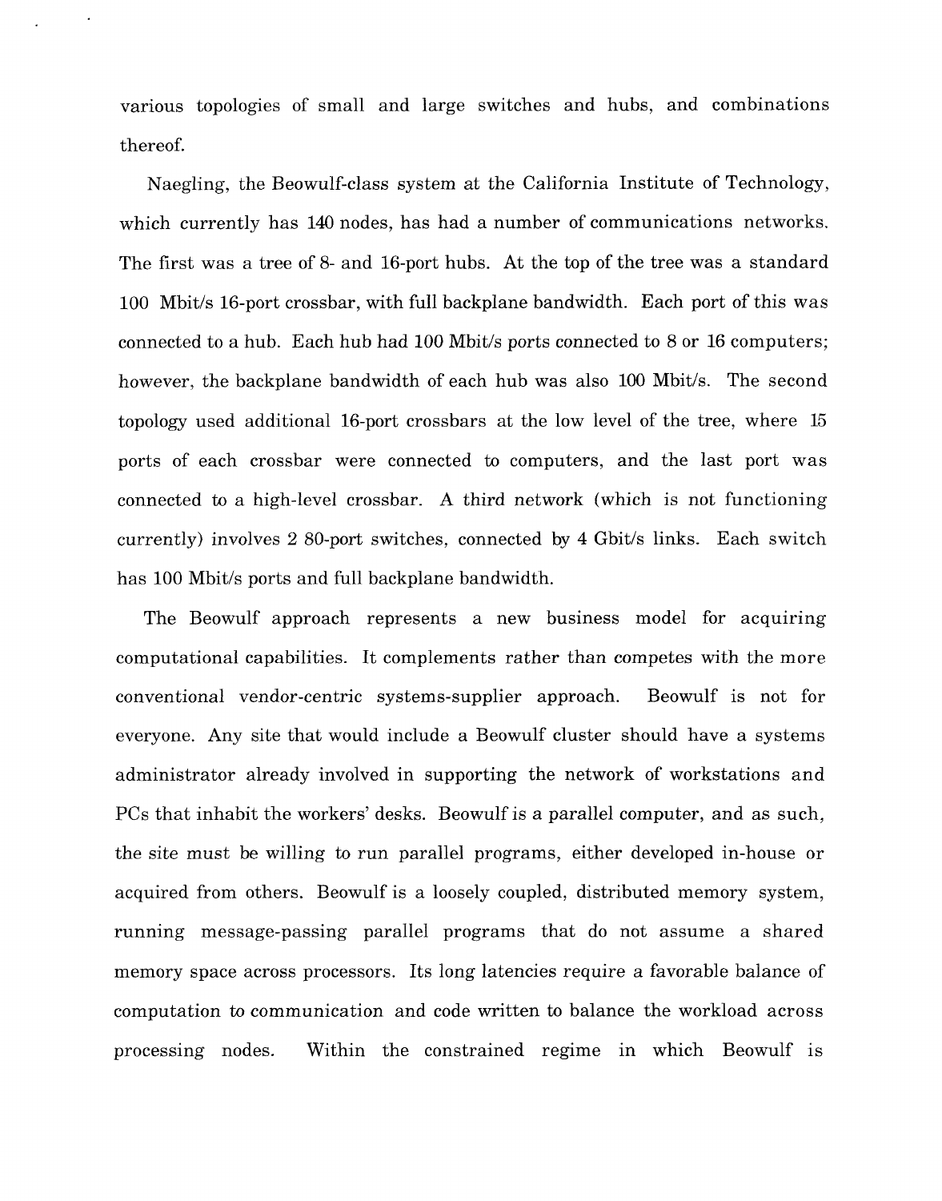various topologies of small and large switches and hubs, and combinations thereof.

Naegling, the Beowulf-class system at the California Institute of Technology, which currently has 140 nodes, has had a number of communications networks. The first was a tree of 8- and 16-port hubs. At the top of the tree was a standard 100 Mbit/s 16-port crossbar, with full backplane bandwidth. Each port of this was connected to a hub. Each hub had 100 Mbit/s ports connected to 8 or 16 computers; however, the backplane bandwidth of each hub was also 100 Mbit/s. The second topology used additional 16-port crossbars at the low level of the tree, where 15 ports of each crossbar were connected to computers, and the last port was connected to a high-level crossbar. A third network (which is not functioning currently) involves 2 80-port switches, connected by 4 Gbit/s links. Each switch has 100 Mbit/s ports and full backplane bandwidth.

The Beowulf approach represents a new business model for acquiring computational capabilities. It complements rather than competes with the more conventional vendor-centric systems-supplier approach. Beowulf is not for everyone. Any site that would include a Beowulf cluster should have a systems administrator already involved in supporting the network of workstations and PCs that inhabit the workers' desks. Beowulf is a parallel computer, and as such, the site must be willing to run parallel programs, either developed in-house or acquired from others. Beowulf is a loosely coupled, distributed memory system, running message-passing parallel programs that do not assume a shared memory space across processors. Its long latencies require a favorable balance of computation to communication and code written to balance the workload across processing nodes. Within the constrained regime in which Beowulf is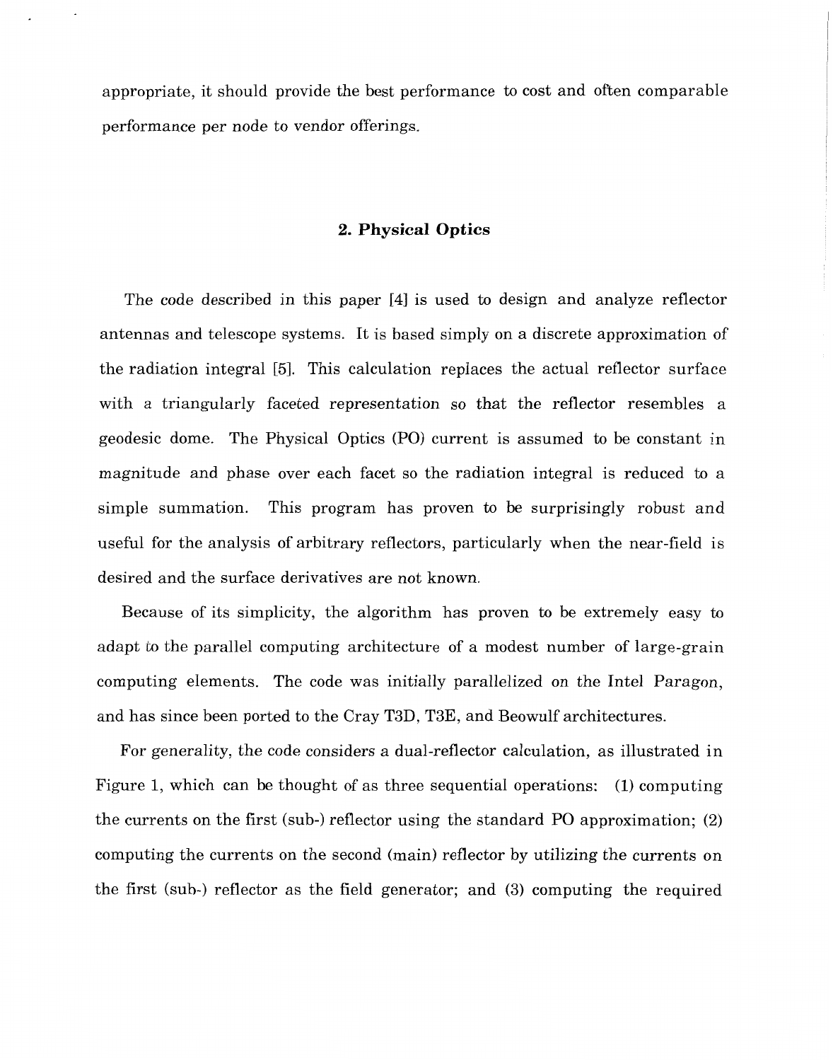appropriate, it should provide the best performance to cost and often comparable performance per node to vendor offerings.

## 2. Physical Optics

The code described in this paper [4] is used to design and analyze reflector antennas and telescope systems. It is based simply on a discrete approximation of the radiation integral [5]. This calculation replaces the actual reflector surface with a triangularly faceted representation so that the reflector resembles a geodesic dome. The Physical Optics (PO) current is assumed to be constant in magnitude and phase over each facet so the radiation integral is reduced to a simple summation. This program has proven to be surprisingly robust and useful for the analysis of arbitrary reflectors, particularly when the near-field is desired and the surface derivatives are not known.

Because of its simplicity, the algorithm has proven to be extremely easy to adapt to the parallel computing architecture of a modest number of large-grain computing elements. The code was initially parallelized on the Intel Paragon, and has since been ported to the Cray T3D, T3E, and Beowulf architectures.

For generality, the code considers a dual-reflector calculation, as illustrated in Figure 1, which can be thought of as three sequential operations: (1) computing the currents on the first (sub-) reflector using the standard PO approximation; (2) computing the currents on the second (main) reflector by utilizing the currents on the first (sub-) reflector as the field generator; and (3) computing the required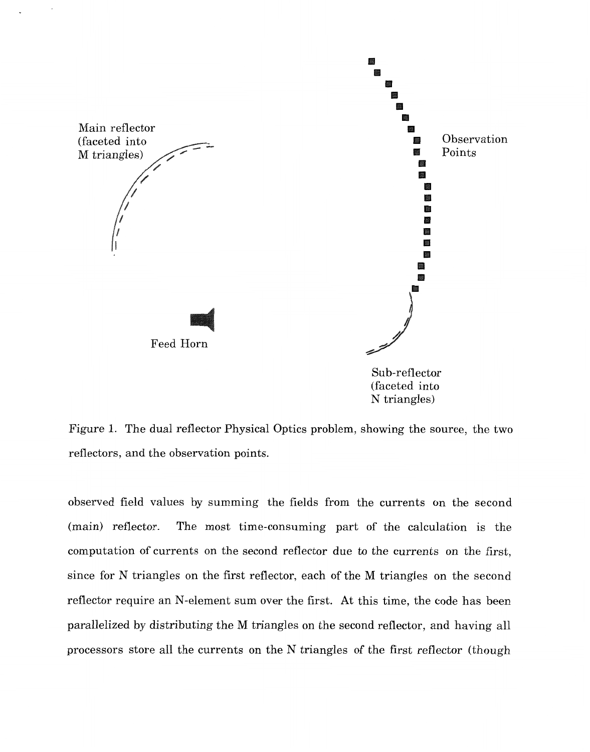Figure 1. The dual reflector Physical Optics problem, showing the source, the two reflectors, and the observation points.

observed field values by summing the fields from the currents on the second (main) reflector. The most time-consuming part of the calculation is the computation of currents on the second reflector due to the currents on the first, since for N triangles on the first reflector, each of the M triangles on the second reflector require an N-element sum over the first. At this time, the code has been parallelized by distributing the M triangles on the second reflector, and having all processors store all the currents on the N triangles of the first reflector (though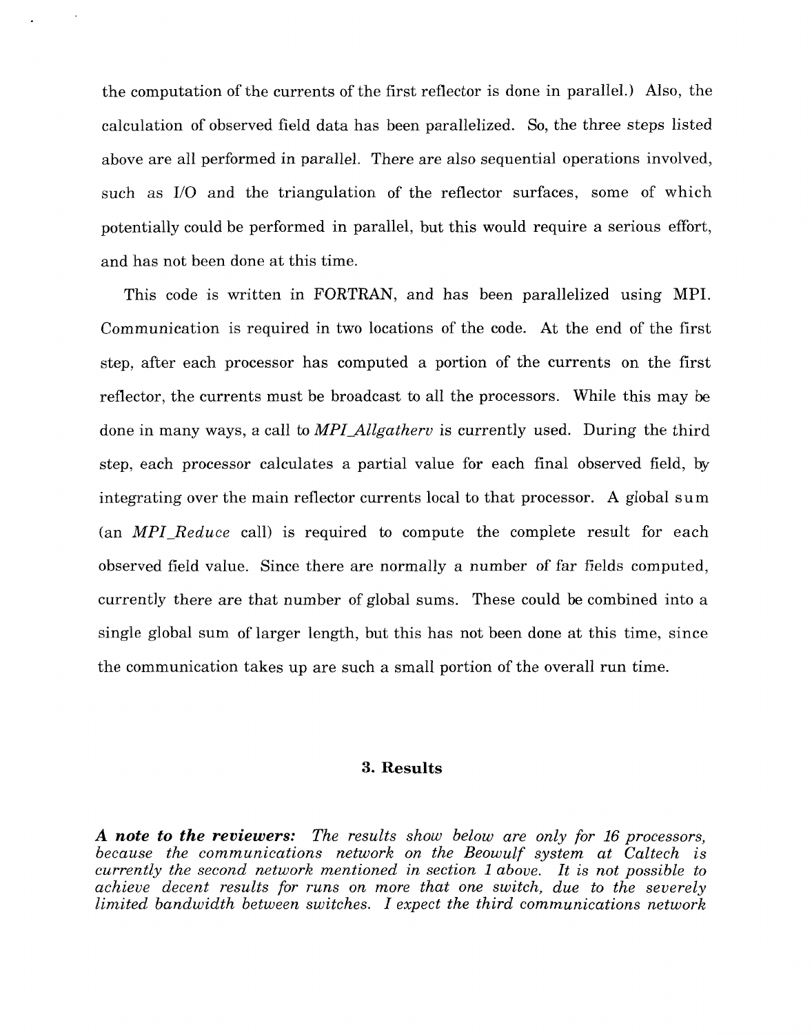the computation of the currents of the first reflector is done in parallel.) Also, the calculation of observed field data has been parallelized. So, the three steps listed above are all performed in parallel. There are also sequential operations involved, such as I/O and the triangulation of the reflector surfaces, some of which potentially could be performed in parallel, but this would require a serious effort, and has not been done at this time.

This code is written in FORTRAN, and has been parallelized using MPI. Communication is required in two locations of the code. At the end of the first step, after each processor has computed a portion of the currents on the first reflector, the currents must be broadcast to all the processors. While this may be done in many ways, a call to *MPI_Allgatherv* is currently used. During the third step, each processor calculates a partial value for each final observed field, by integrating over the main reflector currents local to that processor. A global sum (an *MPI_Reduce* call) is required to compute the complete result for each observed field value. Since there are normally a number of far fields computed, currently there are that number of global sums. These could be combined into a single global sum of larger length, but this has not been done at this time, since the communication takes up are such a small portion of the overall run time.

## 3. Results

***A note to the reviewers:*** *The results show below are only for 16 processors, because the communications network on the Beowulf system at Caltech is currently the second network mentioned in section 1 above. It is not possible to achieve decent results for runs on more that one switch, due to the severely limited bandwidth between switches. I expect the third communications network*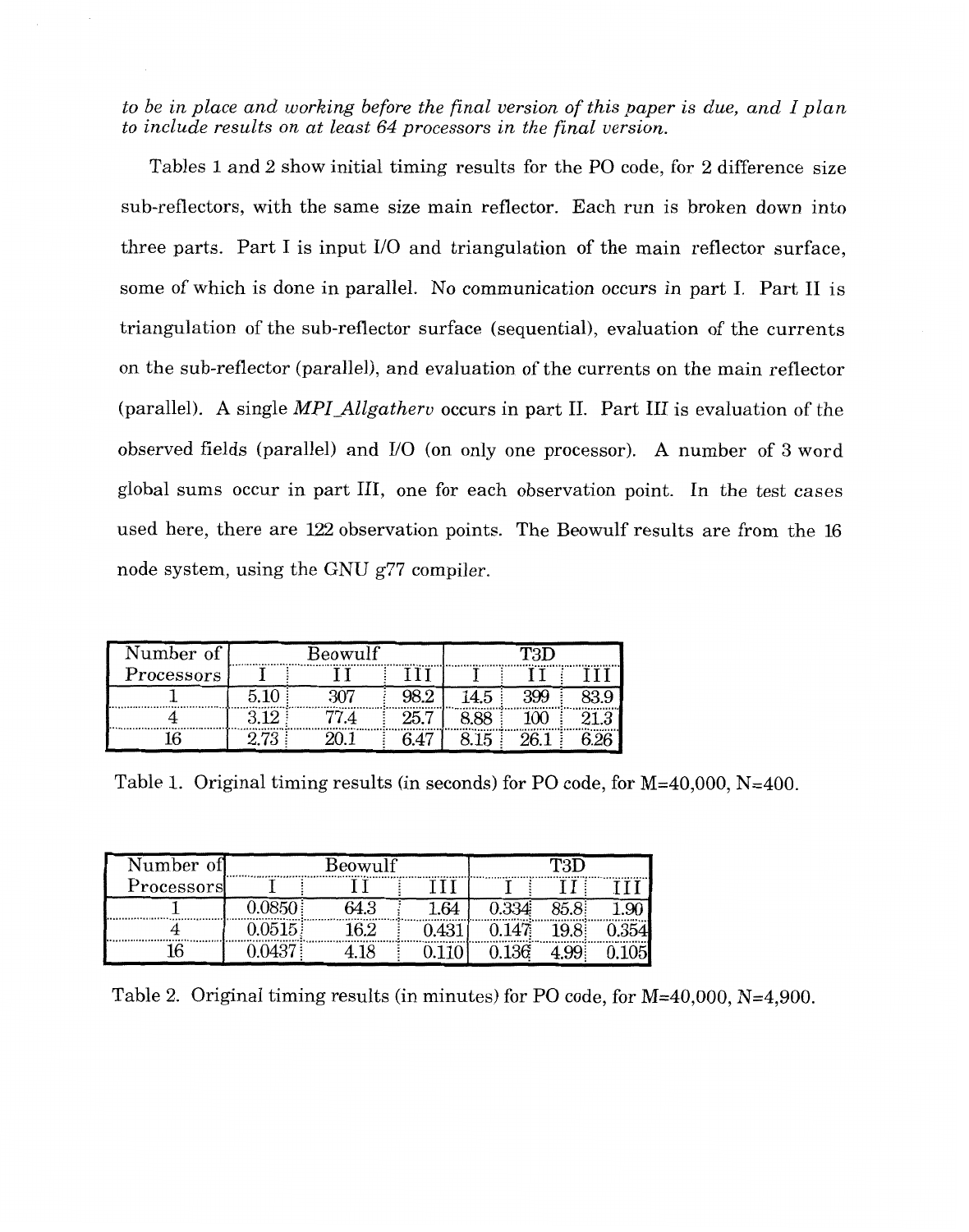*to be in place and working before the final version of this paper is due, and I plan to include results on at least 64 processors in the final version.*

Tables 1 and 2 show initial timing results for the PO code, for 2 difference size sub-reflectors, with the same size main reflector. Each run is broken down into three parts. Part I is input I/O and triangulation of the main reflector surface, some of which is done in parallel. No communication occurs in part I. Part II is triangulation of the sub-reflector surface (sequential), evaluation of the currents on the sub-reflector (parallel), and evaluation of the currents on the main reflector (parallel). A single *MPI_Allgatherv* occurs in part II. Part III is evaluation of the observed fields (parallel) and I/O (on only one processor). A number of 3 word global sums occur in part III, one for each observation point. In the test cases used here, there are 122 observation points. The Beowulf results are from the 16 node system, using the GNU g77 compiler.

| Number of Processors | Beowulf | | | T3D | | |
|---|---|---|---|---|---|---|
| | I | II | III | I | II | III |
| 1 | 5.10 | 307 | 98.2 | 14.5 | 399 | 83.9 |
| 4 | 3.12 | 77.4 | 25.7 | 8.88 | 100 | 21.3 |
| 16 | 2.73 | 20.1 | 6.47 | 8.15 | 26.1 | 6.26 |

Table 1. Original timing results (in seconds) for PO code, for M=40,000, N=400.

| Number of Processors | Beowulf | | | T3D | | |
|---|---|---|---|---|---|---|
| | I | II | III | I | II | III |
| 1 | 0.0850 | 64.3 | 1.64 | 0.334 | 85.8 | 1.90 |
| 4 | 0.0515 | 16.2 | 0.431 | 0.147 | 19.8 | 0.354 |
| 16 | 0.0437 | 4.18 | 0.110 | 0.136 | 4.99 | 0.105 |

Table 2. Original timing results (in minutes) for PO code, for M=40,000, N=4,900.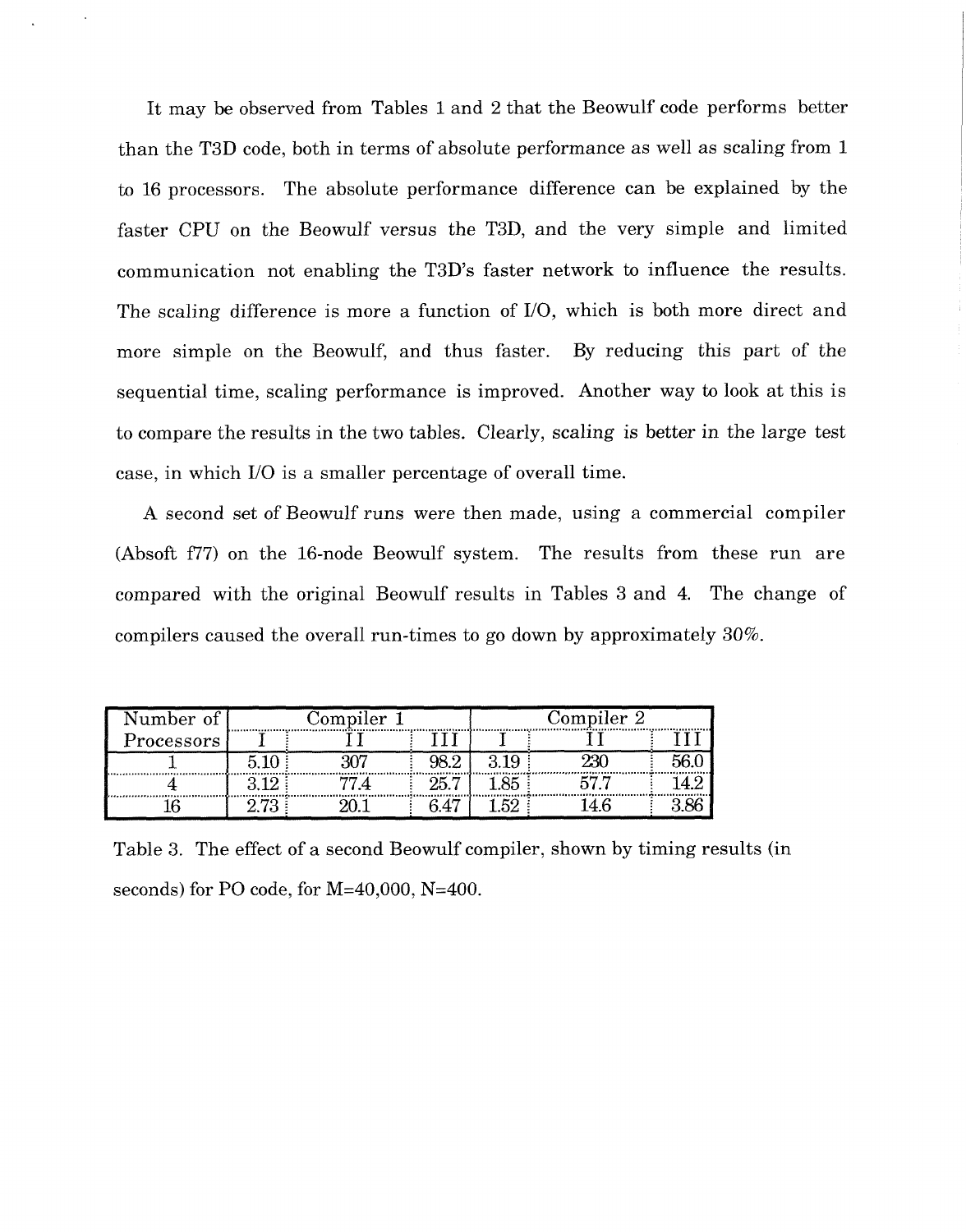It may be observed from Tables 1 and 2 that the Beowulf code performs better than the T3D code, both in terms of absolute performance as well as scaling from 1 to 16 processors. The absolute performance difference can be explained by the faster CPU on the Beowulf versus the T3D, and the very simple and limited communication not enabling the T3D's faster network to influence the results. The scaling difference is more a function of I/O, which is both more direct and more simple on the Beowulf, and thus faster. By reducing this part of the sequential time, scaling performance is improved. Another way to look at this is to compare the results in the two tables. Clearly, scaling is better in the large test case, in which I/O is a smaller percentage of overall time.

A second set of Beowulf runs were then made, using a commercial compiler (Absoft f77) on the 16-node Beowulf system. The results from these run are compared with the original Beowulf results in Tables 3 and 4. The change of compilers caused the overall run-times to go down by approximately 30%.

| Number of Processors | Compiler 1 | | | Compiler 2 | | |
|---|---|---|---|---|---|---|
| | I | II | III | I | II | III |
| 1 | 5.10 | 307 | 98.2 | 3.19 | 230 | 56.0 |
| 4 | 3.12 | 77.4 | 25.7 | 1.85 | 57.7 | 14.2 |
| 16 | 2.73 | 20.1 | 6.47 | 1.52 | 14.6 | 3.86 |

Table 3. The effect of a second Beowulf compiler, shown by timing results (in seconds) for PO code, for M=40,000, N=400.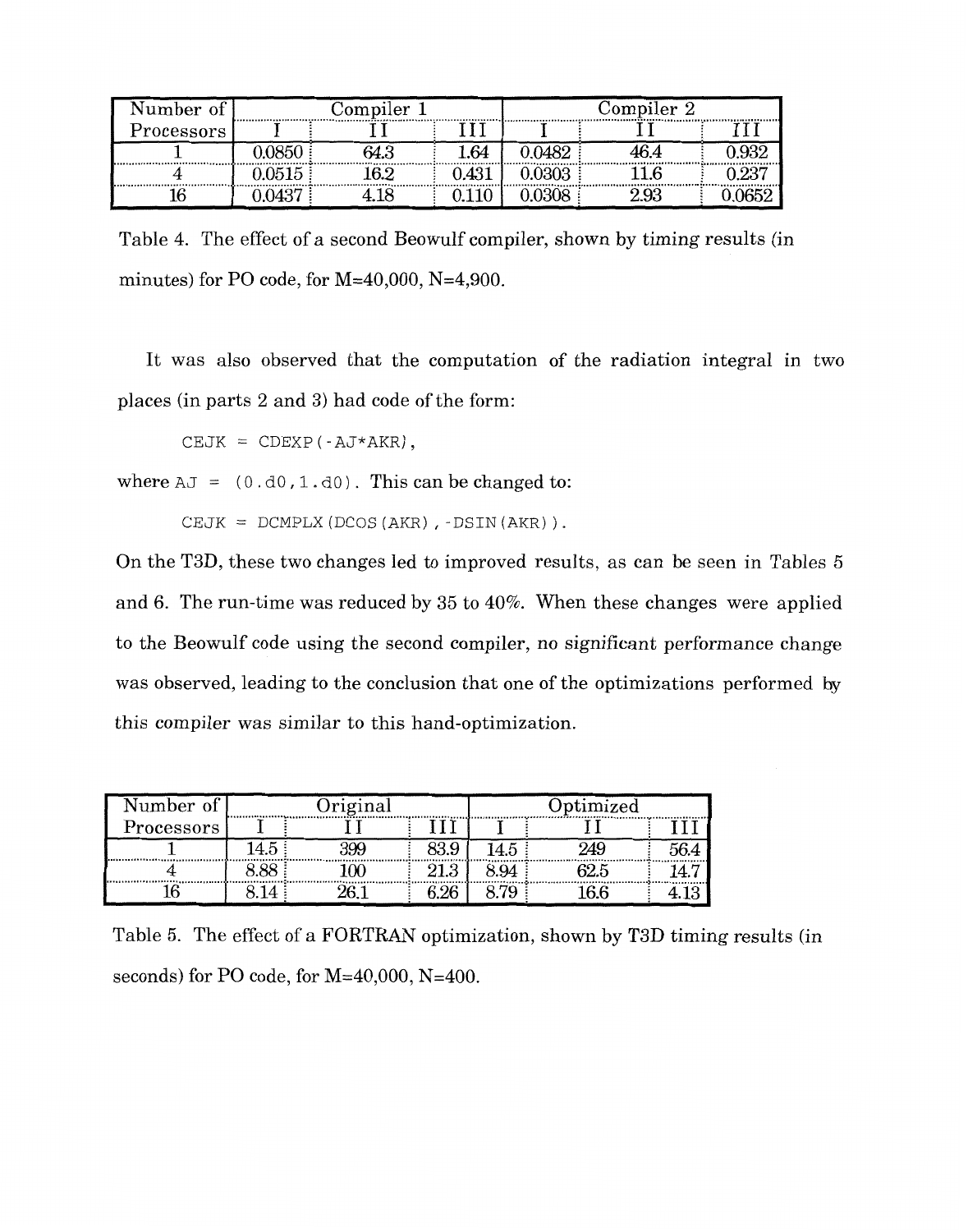| Number of Processors | Compiler 1 | | | Compiler 2 | | |
|---|---|---|---|---|---|---|
| | I | II | III | I | II | III |
| 1 | 0.0850 | 64.3 | 1.64 | 0.0482 | 46.4 | 0.932 |
| 4 | 0.0515 | 16.2 | 0.431 | 0.0303 | 11.6 | 0.237 |
| 16 | 0.0437 | 4.18 | 0.110 | 0.0308 | 2.93 | 0.0652 |

Table 4. The effect of a second Beowulf compiler, shown by timing results (in minutes) for PO code, for M=40,000, N=4,900.

It was also observed that the computation of the radiation integral in two places (in parts 2 and 3) had code of the form:

```
CEJK = CDEXP(-AJ*AKR),
```

where `AJ = (0.d0,1.d0)`. This can be changed to:

```
CEJK = DCMPLX(DCOS(AKR),-DSIN(AKR)).
```

On the T3D, these two changes led to improved results, as can be seen in Tables 5 and 6. The run-time was reduced by 35 to 40%. When these changes were applied to the Beowulf code using the second compiler, no significant performance change was observed, leading to the conclusion that one of the optimizations performed by this compiler was similar to this hand-optimization.

| Number of Processors | Original | | | Optimized | | |
|---|---|---|---|---|---|---|
| | I | II | III | I | II | III |
| 1 | 14.5 | 399 | 83.9 | 14.5 | 249 | 56.4 |
| 4 | 8.88 | 100 | 21.3 | 8.94 | 62.5 | 14.7 |
| 16 | 8.14 | 26.1 | 6.26 | 8.79 | 16.6 | 4.13 |

Table 5. The effect of a FORTRAN optimization, shown by T3D timing results (in seconds) for PO code, for M=40,000, N=400.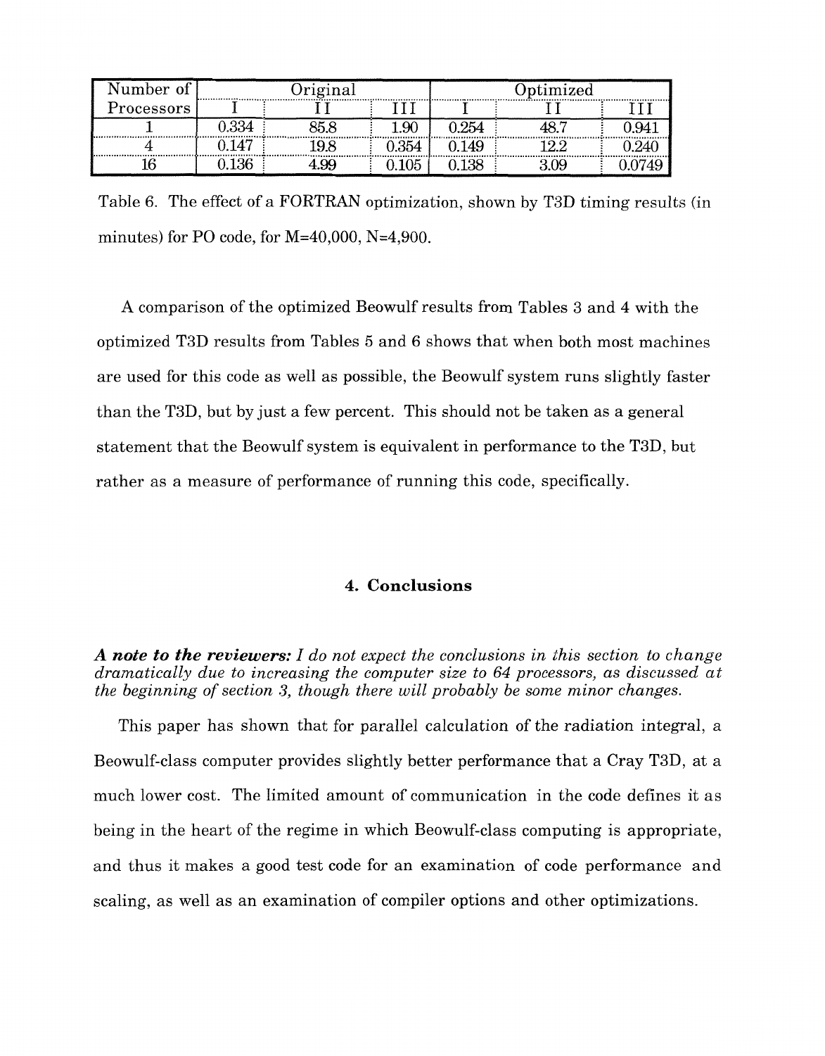| Number of Processors | Original | | | Optimized | | |
|---|---|---|---|---|---|---|
| | I | II | III | I | II | III |
| 1 | 0.334 | 85.8 | 1.90 | 0.254 | 48.7 | 0.941 |
| 4 | 0.147 | 19.8 | 0.354 | 0.149 | 12.2 | 0.240 |
| 16 | 0.136 | 4.99 | 0.105 | 0.138 | 3.09 | 0.0749 |

Table 6. The effect of a FORTRAN optimization, shown by T3D timing results (in minutes) for PO code, for M=40,000, N=4,900.

A comparison of the optimized Beowulf results from Tables 3 and 4 with the optimized T3D results from Tables 5 and 6 shows that when both most machines are used for this code as well as possible, the Beowulf system runs slightly faster than the T3D, but by just a few percent. This should not be taken as a general statement that the Beowulf system is equivalent in performance to the T3D, but rather as a measure of performance of running this code, specifically.

## 4. Conclusions

***A note to the reviewers:*** *I do not expect the conclusions in this section to change dramatically due to increasing the computer size to 64 processors, as discussed at the beginning of section 3, though there will probably be some minor changes.*

This paper has shown that for parallel calculation of the radiation integral, a Beowulf-class computer provides slightly better performance that a Cray T3D, at a much lower cost. The limited amount of communication in the code defines it as being in the heart of the regime in which Beowulf-class computing is appropriate, and thus it makes a good test code for an examination of code performance and scaling, as well as an examination of compiler options and other optimizations.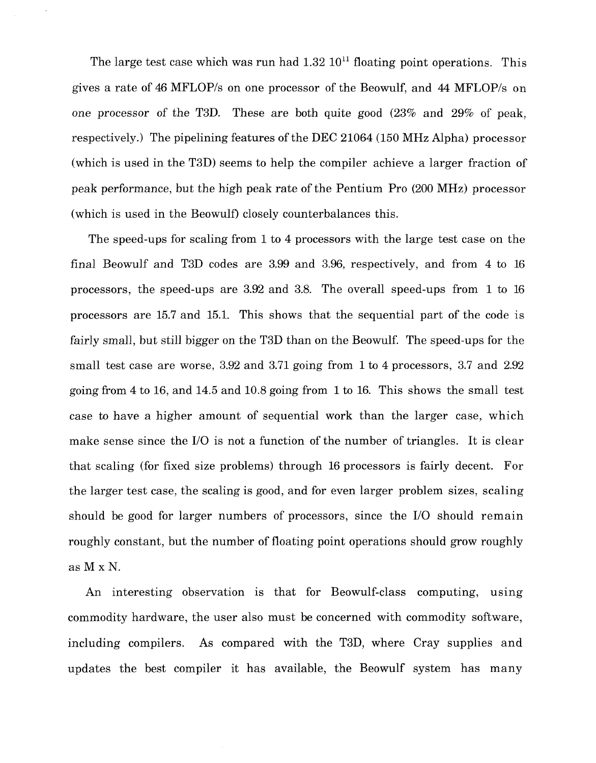The large test case which was run had $1.32\ 10^{11}$ floating point operations. This gives a rate of 46 MFLOP/s on one processor of the Beowulf, and 44 MFLOP/s on one processor of the T3D. These are both quite good (23% and 29% of peak, respectively.) The pipelining features of the DEC 21064 (150 MHz Alpha) processor (which is used in the T3D) seems to help the compiler achieve a larger fraction of peak performance, but the high peak rate of the Pentium Pro (200 MHz) processor (which is used in the Beowulf) closely counterbalances this.

The speed-ups for scaling from 1 to 4 processors with the large test case on the final Beowulf and T3D codes are 3.99 and 3.96, respectively, and from 4 to 16 processors, the speed-ups are 3.92 and 3.8. The overall speed-ups from 1 to 16 processors are 15.7 and 15.1. This shows that the sequential part of the code is fairly small, but still bigger on the T3D than on the Beowulf. The speed-ups for the small test case are worse, 3.92 and 3.71 going from 1 to 4 processors, 3.7 and 2.92 going from 4 to 16, and 14.5 and 10.8 going from 1 to 16. This shows the small test case to have a higher amount of sequential work than the larger case, which make sense since the I/O is not a function of the number of triangles. It is clear that scaling (for fixed size problems) through 16 processors is fairly decent. For the larger test case, the scaling is good, and for even larger problem sizes, scaling should be good for larger numbers of processors, since the I/O should remain roughly constant, but the number of floating point operations should grow roughly as M x N.

An interesting observation is that for Beowulf-class computing, using commodity hardware, the user also must be concerned with commodity software, including compilers. As compared with the T3D, where Cray supplies and updates the best compiler it has available, the Beowulf system has many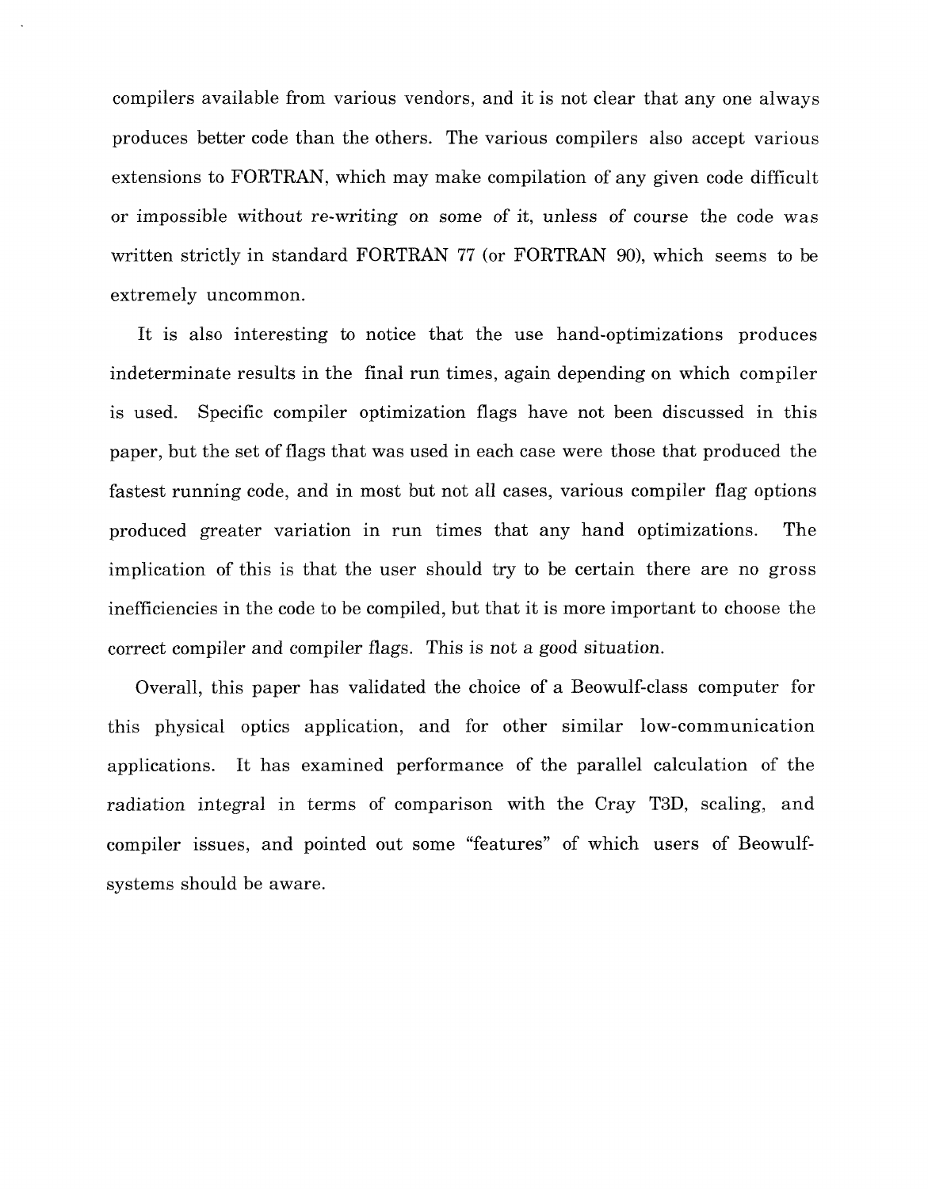compilers available from various vendors, and it is not clear that any one always produces better code than the others. The various compilers also accept various extensions to FORTRAN, which may make compilation of any given code difficult or impossible without re-writing on some of it, unless of course the code was written strictly in standard FORTRAN 77 (or FORTRAN 90), which seems to be extremely uncommon.

It is also interesting to notice that the use hand-optimizations produces indeterminate results in the final run times, again depending on which compiler is used. Specific compiler optimization flags have not been discussed in this paper, but the set of flags that was used in each case were those that produced the fastest running code, and in most but not all cases, various compiler flag options produced greater variation in run times that any hand optimizations. The implication of this is that the user should try to be certain there are no gross inefficiencies in the code to be compiled, but that it is more important to choose the correct compiler and compiler flags. This is not a good situation.

Overall, this paper has validated the choice of a Beowulf-class computer for this physical optics application, and for other similar low-communication applications. It has examined performance of the parallel calculation of the radiation integral in terms of comparison with the Cray T3D, scaling, and compiler issues, and pointed out some "features" of which users of Beowulf-systems should be aware.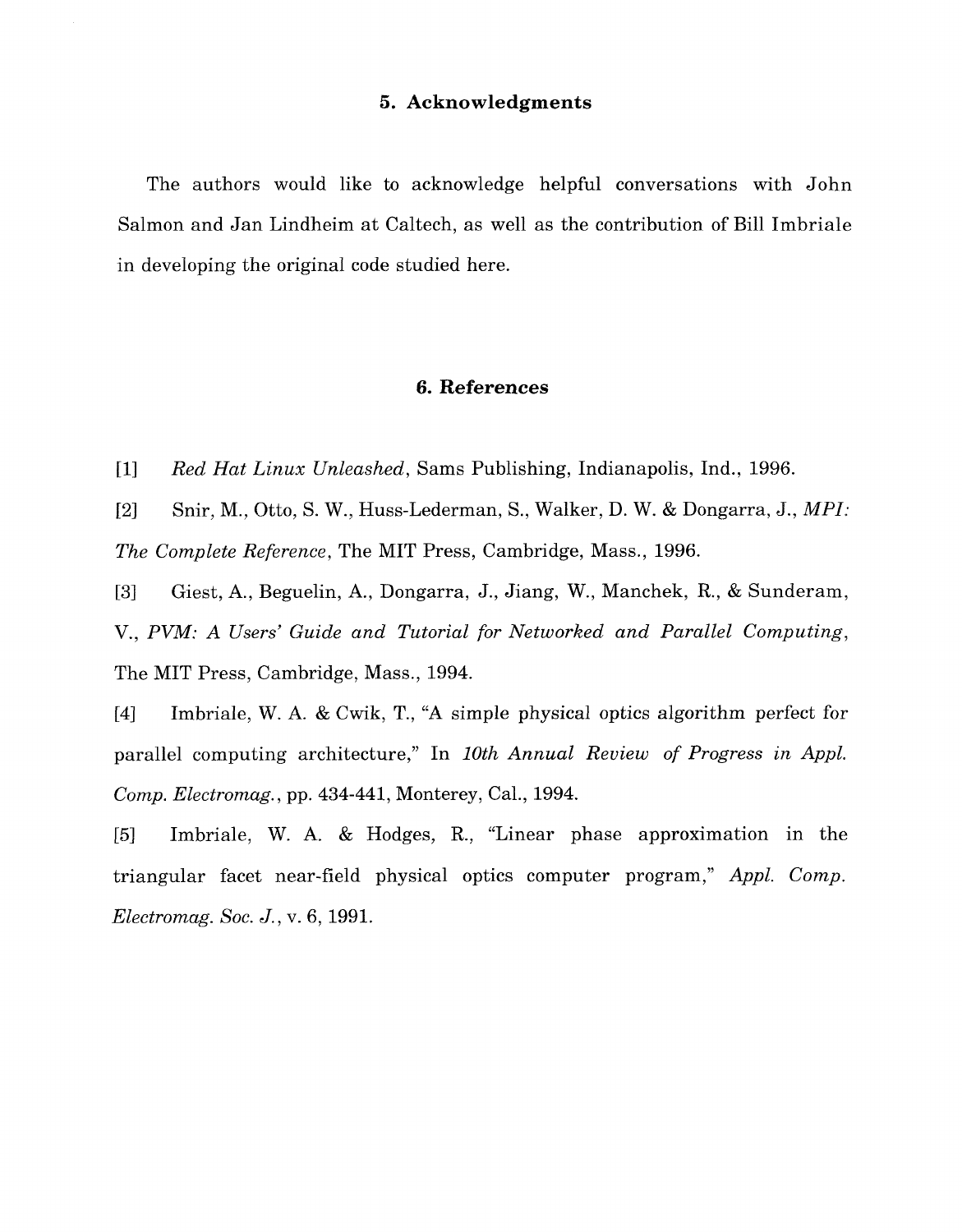## 5. Acknowledgments

The authors would like to acknowledge helpful conversations with John Salmon and Jan Lindheim at Caltech, as well as the contribution of Bill Imbriale in developing the original code studied here.

## 6. References

[1] *Red Hat Linux Unleashed*, Sams Publishing, Indianapolis, Ind., 1996.

[2] Snir, M., Otto, S. W., Huss-Lederman, S., Walker, D. W. & Dongarra, J., *MPI: The Complete Reference*, The MIT Press, Cambridge, Mass., 1996.

[3] Giest, A., Beguelin, A., Dongarra, J., Jiang, W., Manchek, R., & Sunderam, V., *PVM: A Users' Guide and Tutorial for Networked and Parallel Computing*, The MIT Press, Cambridge, Mass., 1994.

[4] Imbriale, W. A. & Cwik, T., "A simple physical optics algorithm perfect for parallel computing architecture," In *10th Annual Review of Progress in Appl. Comp. Electromag.*, pp. 434-441, Monterey, Cal., 1994.

[5] Imbriale, W. A. & Hodges, R., "Linear phase approximation in the triangular facet near-field physical optics computer program," *Appl. Comp. Electromag. Soc. J.*, v. 6, 1991.